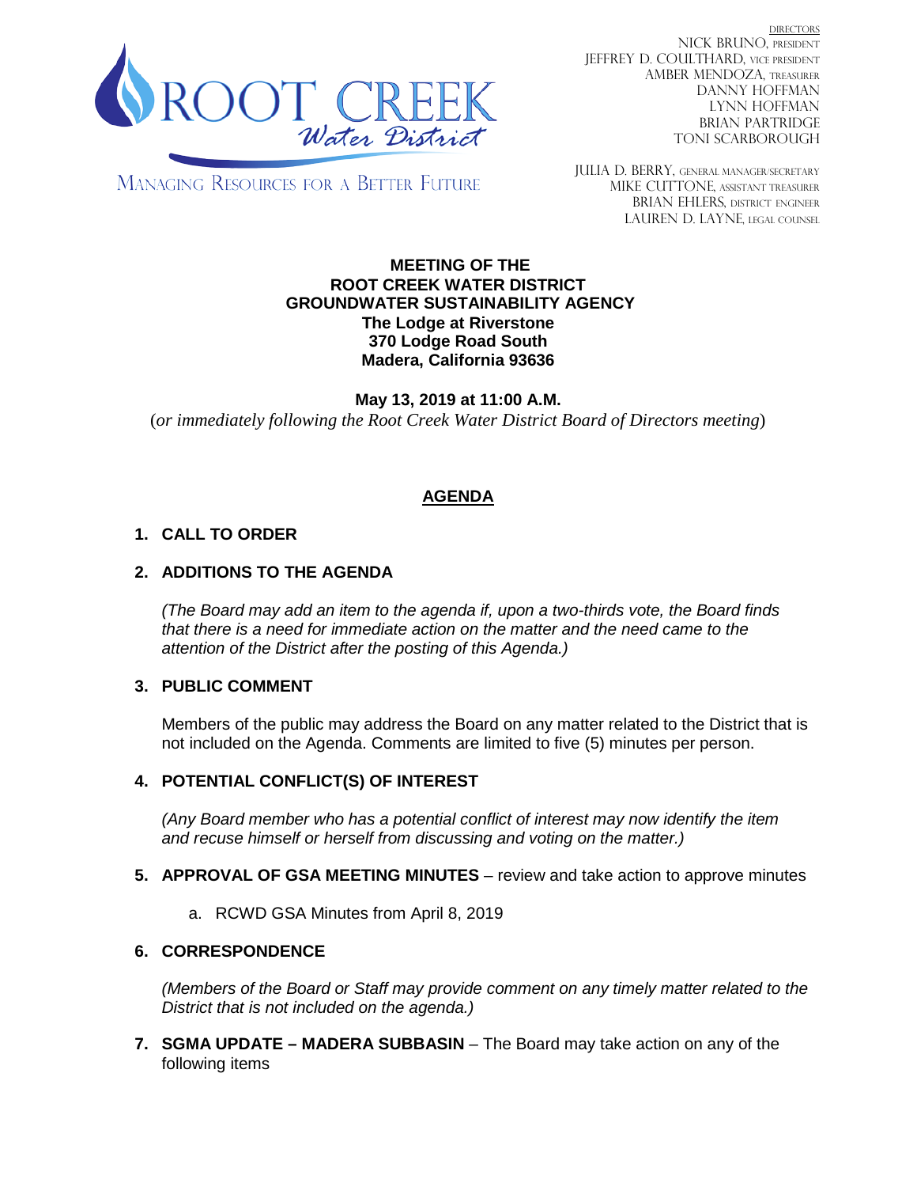ROOT CREEK *Water District*

MANAGING RESOURCES FOR A BETTER FUTURE

DIRECTORS
NICK BRUNO, PRESIDENT
JEFFREY D. COULTHARD, VICE PRESIDENT
AMBER MENDOZA, TREASURER
DANNY HOFFMAN
LYNN HOFFMAN
BRIAN PARTRIDGE
TONI SCARBOROUGH

JULIA D. BERRY, GENERAL MANAGER/SECRETARY
MIKE CUTTONE, ASSISTANT TREASURER
BRIAN EHLERS, DISTRICT ENGINEER
LAUREN D. LAYNE, LEGAL COUNSEL

**MEETING OF THE**
**ROOT CREEK WATER DISTRICT**
**GROUNDWATER SUSTAINABILITY AGENCY**
**The Lodge at Riverstone**
**370 Lodge Road South**
**Madera, California 93636**

**May 13, 2019 at 11:00 A.M.**
(*or immediately following the Root Creek Water District Board of Directors meeting*)

## AGENDA

**1. CALL TO ORDER**

**2. ADDITIONS TO THE AGENDA**

*(The Board may add an item to the agenda if, upon a two-thirds vote, the Board finds that there is a need for immediate action on the matter and the need came to the attention of the District after the posting of this Agenda.)*

**3. PUBLIC COMMENT**

Members of the public may address the Board on any matter related to the District that is not included on the Agenda. Comments are limited to five (5) minutes per person.

**4. POTENTIAL CONFLICT(S) OF INTEREST**

*(Any Board member who has a potential conflict of interest may now identify the item and recuse himself or herself from discussing and voting on the matter.)*

**5. APPROVAL OF GSA MEETING MINUTES** – review and take action to approve minutes

a. RCWD GSA Minutes from April 8, 2019

**6. CORRESPONDENCE**

*(Members of the Board or Staff may provide comment on any timely matter related to the District that is not included on the agenda.)*

**7. SGMA UPDATE – MADERA SUBBASIN** – The Board may take action on any of the following items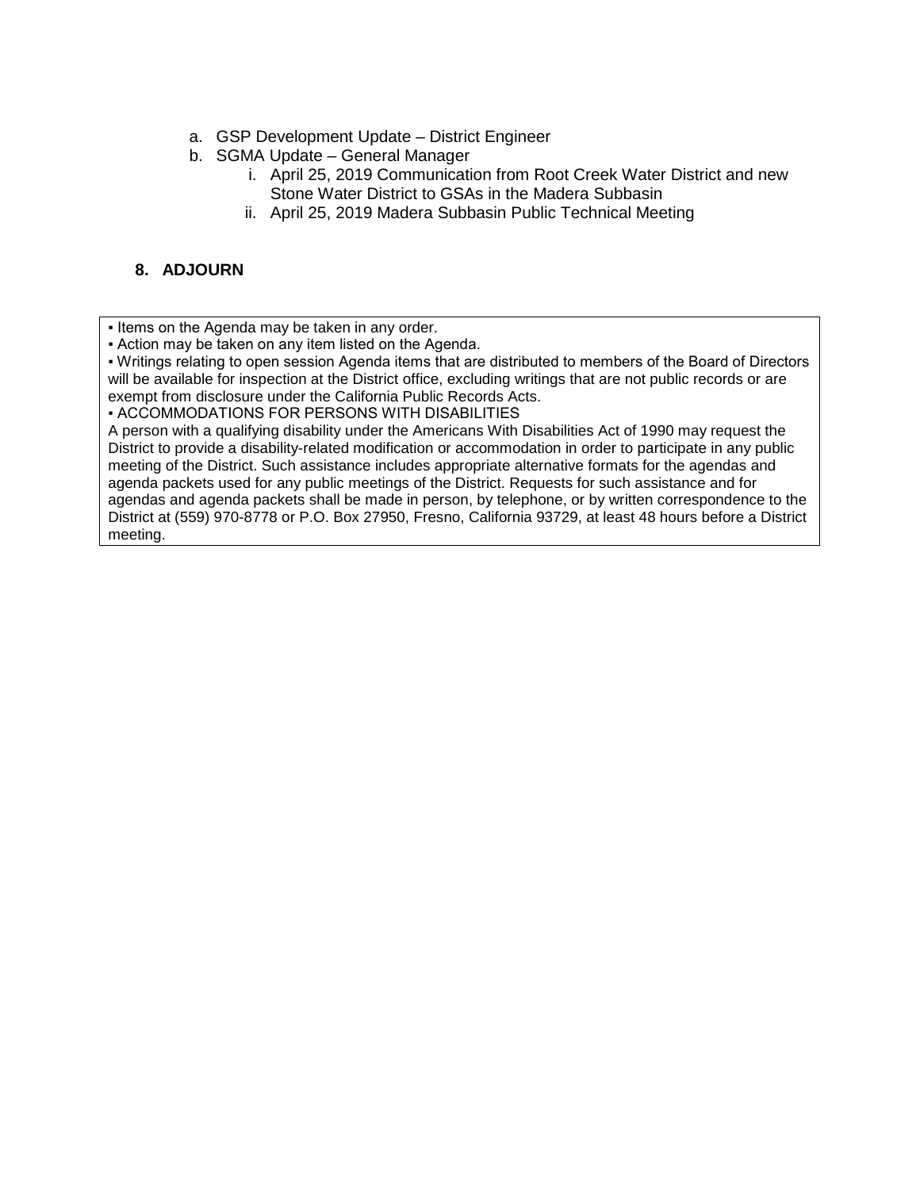a. GSP Development Update – District Engineer
b. SGMA Update – General Manager
    i. April 25, 2019 Communication from Root Creek Water District and new Stone Water District to GSAs in the Madera Subbasin
    ii. April 25, 2019 Madera Subbasin Public Technical Meeting

**8. ADJOURN**

▪ Items on the Agenda may be taken in any order.
▪ Action may be taken on any item listed on the Agenda.
▪ Writings relating to open session Agenda items that are distributed to members of the Board of Directors will be available for inspection at the District office, excluding writings that are not public records or are exempt from disclosure under the California Public Records Acts.
▪ ACCOMMODATIONS FOR PERSONS WITH DISABILITIES
A person with a qualifying disability under the Americans With Disabilities Act of 1990 may request the District to provide a disability-related modification or accommodation in order to participate in any public meeting of the District. Such assistance includes appropriate alternative formats for the agendas and agenda packets used for any public meetings of the District. Requests for such assistance and for agendas and agenda packets shall be made in person, by telephone, or by written correspondence to the District at (559) 970-8778 or P.O. Box 27950, Fresno, California 93729, at least 48 hours before a District meeting.